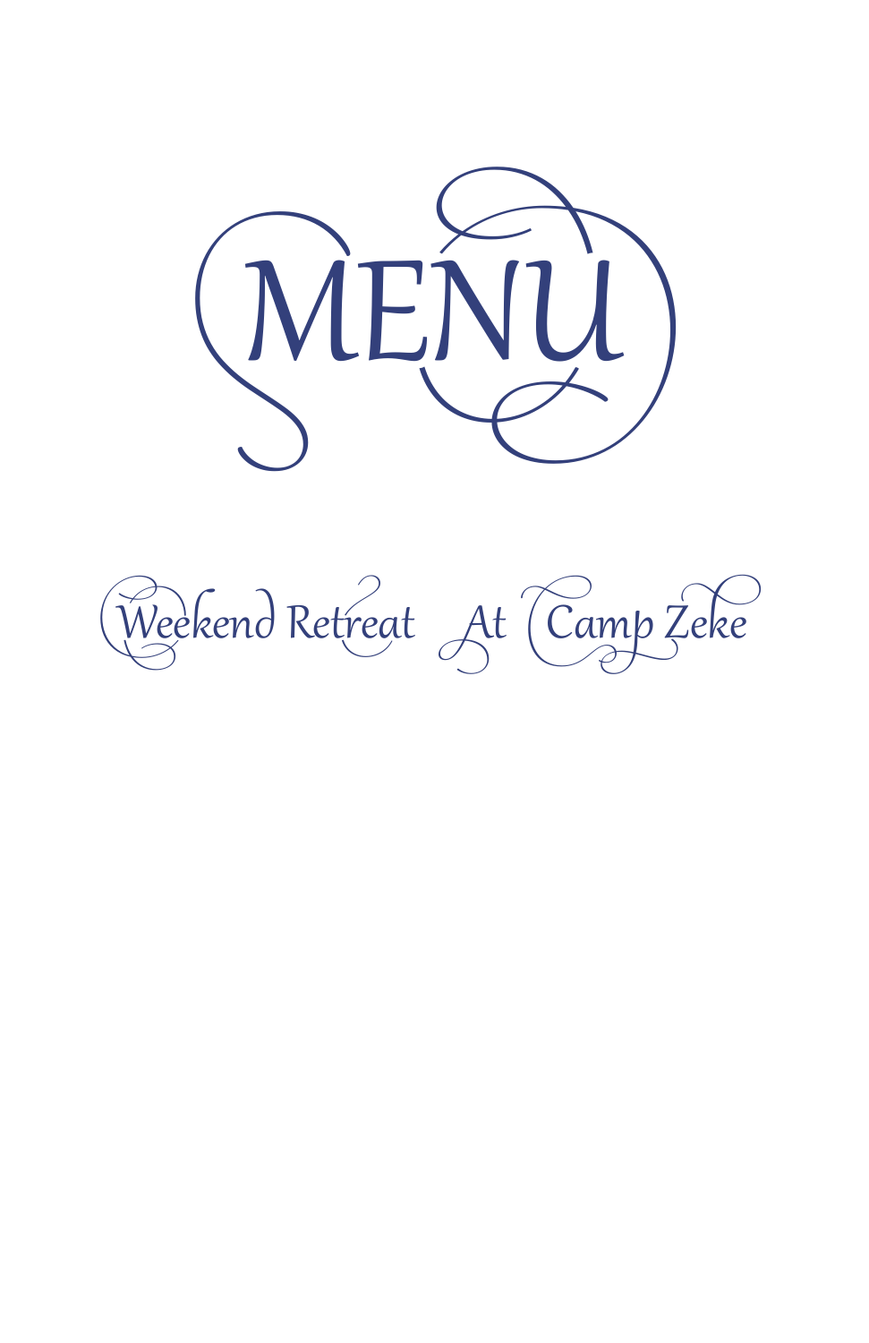# MENU

## Weekend Retreat At Camp Zeke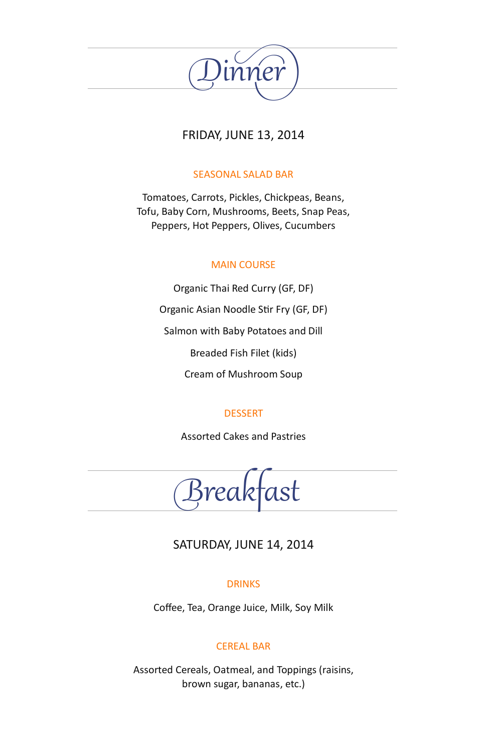# Dinner

## FRIDAY, JUNE 13, 2014

### SEASONAL SALAD BAR

Tomatoes, Carrots, Pickles, Chickpeas, Beans,
Tofu, Baby Corn, Mushrooms, Beets, Snap Peas,
Peppers, Hot Peppers, Olives, Cucumbers

### MAIN COURSE

Organic Thai Red Curry (GF, DF)

Organic Asian Noodle Stir Fry (GF, DF)

Salmon with Baby Potatoes and Dill

Breaded Fish Filet (kids)

Cream of Mushroom Soup

### DESSERT

Assorted Cakes and Pastries

# Breakfast

## SATURDAY, JUNE 14, 2014

### DRINKS

Coffee, Tea, Orange Juice, Milk, Soy Milk

### CEREAL BAR

Assorted Cereals, Oatmeal, and Toppings (raisins,
brown sugar, bananas, etc.)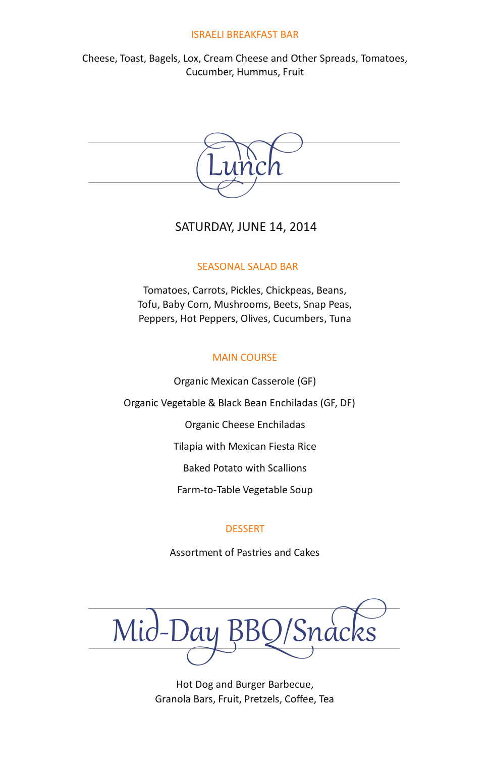### ISRAELI BREAKFAST BAR

Cheese, Toast, Bagels, Lox, Cream Cheese and Other Spreads, Tomatoes, Cucumber, Hummus, Fruit

# Lunch

## SATURDAY, JUNE 14, 2014

### SEASONAL SALAD BAR

Tomatoes, Carrots, Pickles, Chickpeas, Beans, Tofu, Baby Corn, Mushrooms, Beets, Snap Peas, Peppers, Hot Peppers, Olives, Cucumbers, Tuna

### MAIN COURSE

Organic Mexican Casserole (GF)

Organic Vegetable & Black Bean Enchiladas (GF, DF)

Organic Cheese Enchiladas

Tilapia with Mexican Fiesta Rice

Baked Potato with Scallions

Farm-to-Table Vegetable Soup

### DESSERT

Assortment of Pastries and Cakes

# Mid-Day BBQ/Snacks

Hot Dog and Burger Barbecue,
Granola Bars, Fruit, Pretzels, Coffee, Tea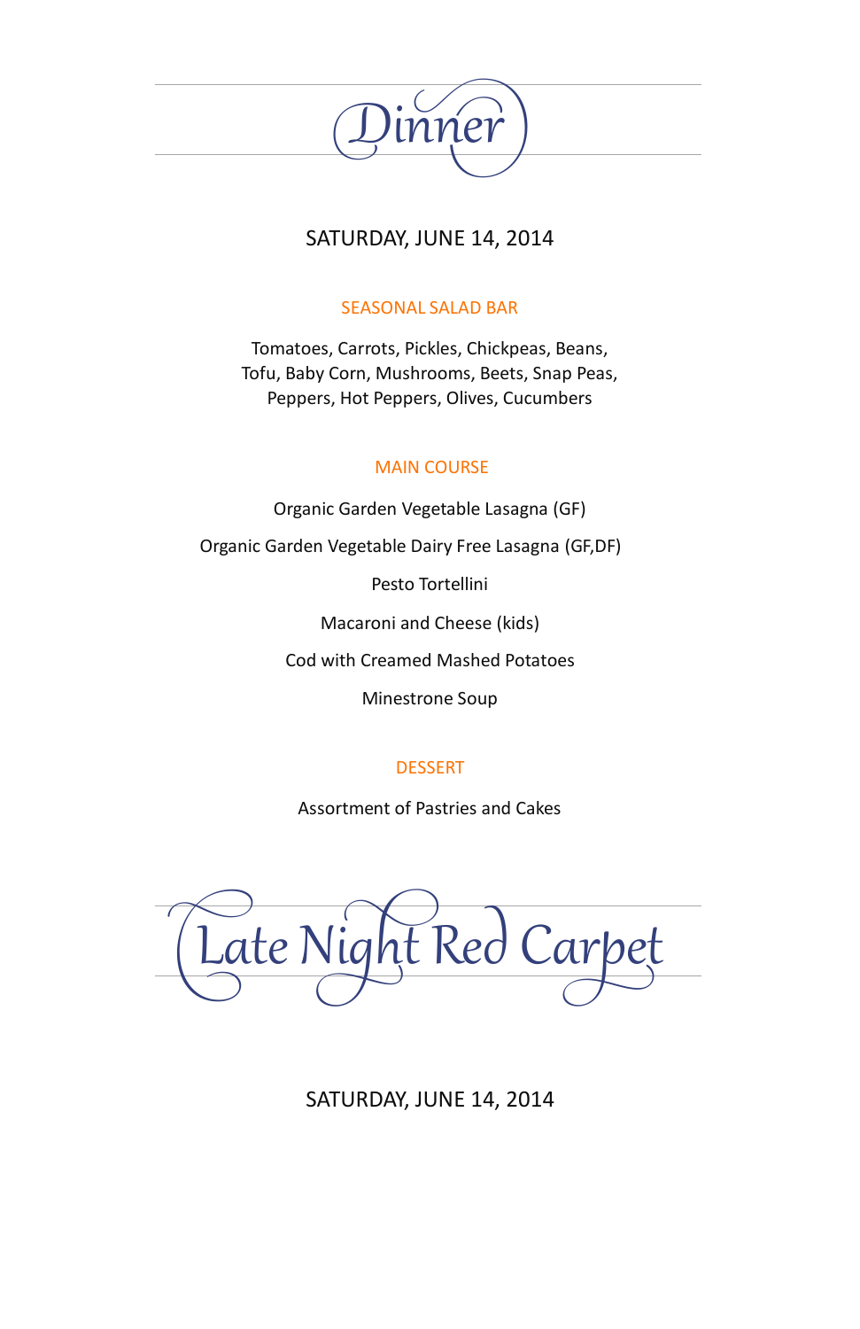# Dinner

SATURDAY, JUNE 14, 2014

## SEASONAL SALAD BAR

Tomatoes, Carrots, Pickles, Chickpeas, Beans,
Tofu, Baby Corn, Mushrooms, Beets, Snap Peas,
Peppers, Hot Peppers, Olives, Cucumbers

## MAIN COURSE

Organic Garden Vegetable Lasagna (GF)

Organic Garden Vegetable Dairy Free Lasagna (GF,DF)

Pesto Tortellini

Macaroni and Cheese (kids)

Cod with Creamed Mashed Potatoes

Minestrone Soup

## DESSERT

Assortment of Pastries and Cakes

# Late Night Red Carpet

SATURDAY, JUNE 14, 2014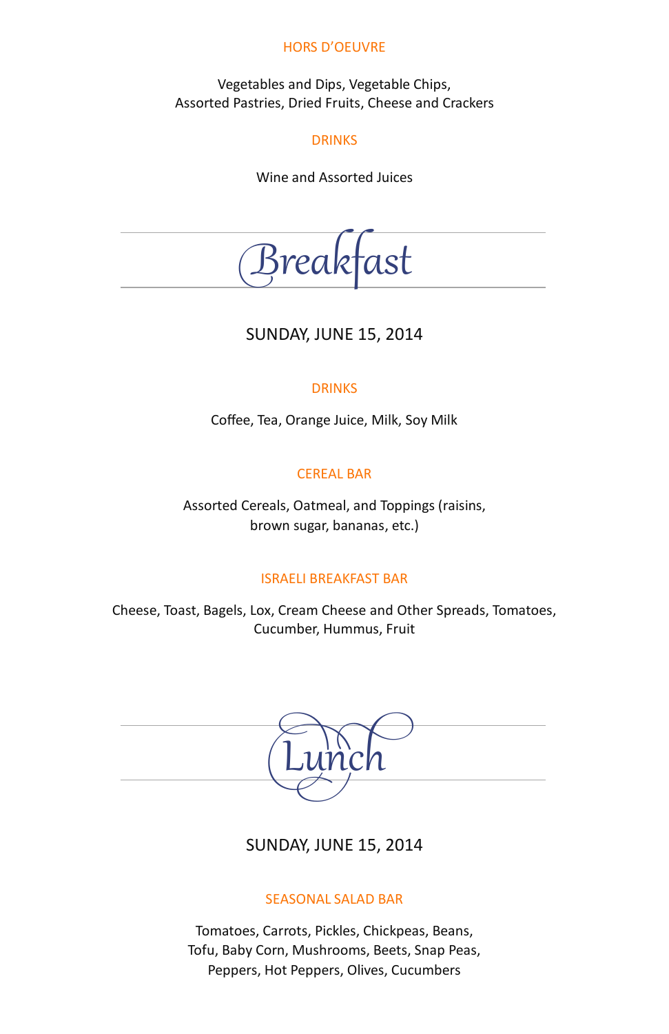### HORS D'OEUVRE

Vegetables and Dips, Vegetable Chips,
Assorted Pastries, Dried Fruits, Cheese and Crackers

### DRINKS

Wine and Assorted Juices

## Breakfast

SUNDAY, JUNE 15, 2014

### DRINKS

Coffee, Tea, Orange Juice, Milk, Soy Milk

### CEREAL BAR

Assorted Cereals, Oatmeal, and Toppings (raisins,
brown sugar, bananas, etc.)

### ISRAELI BREAKFAST BAR

Cheese, Toast, Bagels, Lox, Cream Cheese and Other Spreads, Tomatoes,
Cucumber, Hummus, Fruit

## Lunch

SUNDAY, JUNE 15, 2014

### SEASONAL SALAD BAR

Tomatoes, Carrots, Pickles, Chickpeas, Beans,
Tofu, Baby Corn, Mushrooms, Beets, Snap Peas,
Peppers, Hot Peppers, Olives, Cucumbers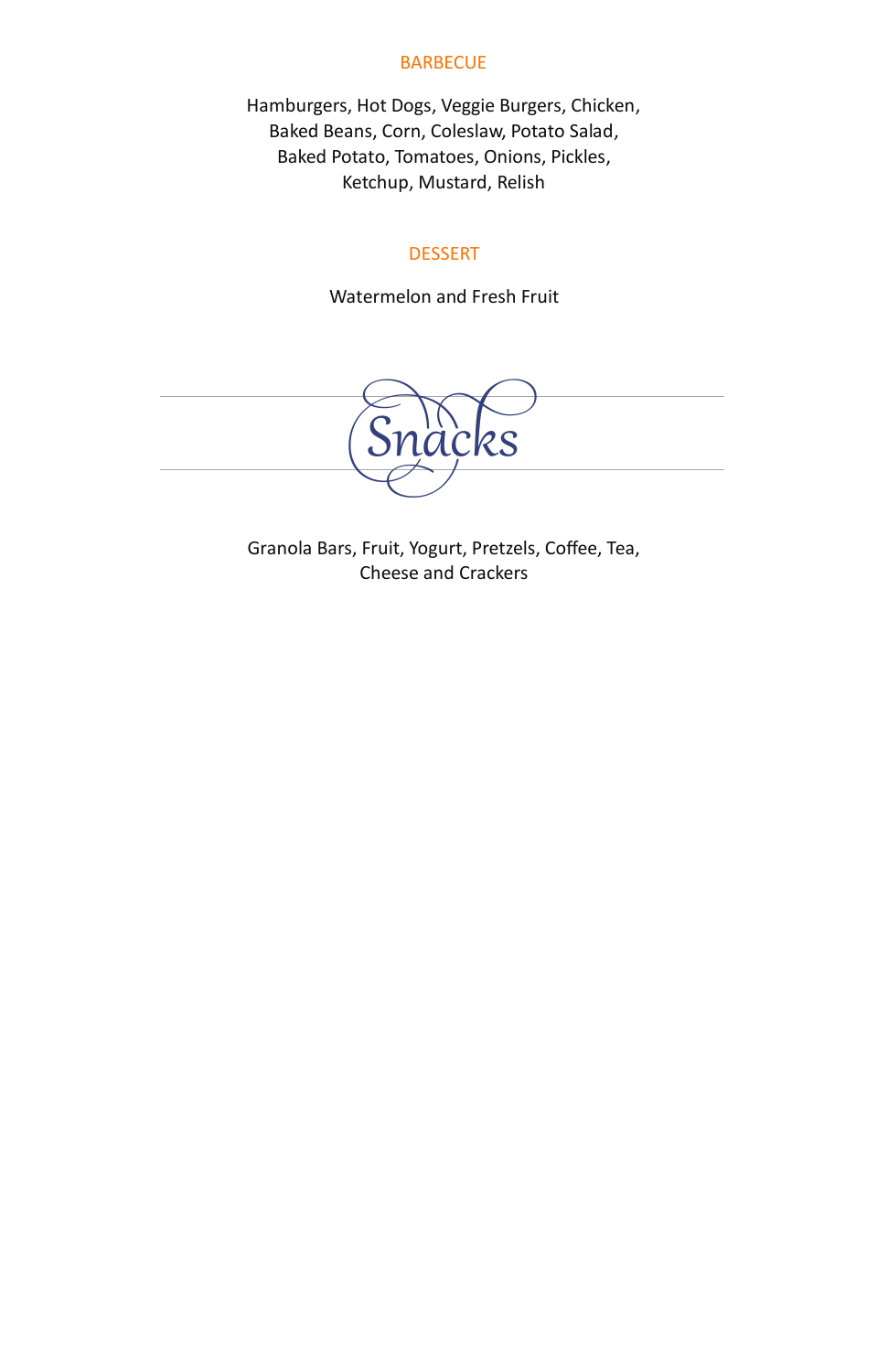### BARBECUE

Hamburgers, Hot Dogs, Veggie Burgers, Chicken, Baked Beans, Corn, Coleslaw, Potato Salad, Baked Potato, Tomatoes, Onions, Pickles, Ketchup, Mustard, Relish

### DESSERT

Watermelon and Fresh Fruit

## Snacks

Granola Bars, Fruit, Yogurt, Pretzels, Coffee, Tea, Cheese and Crackers